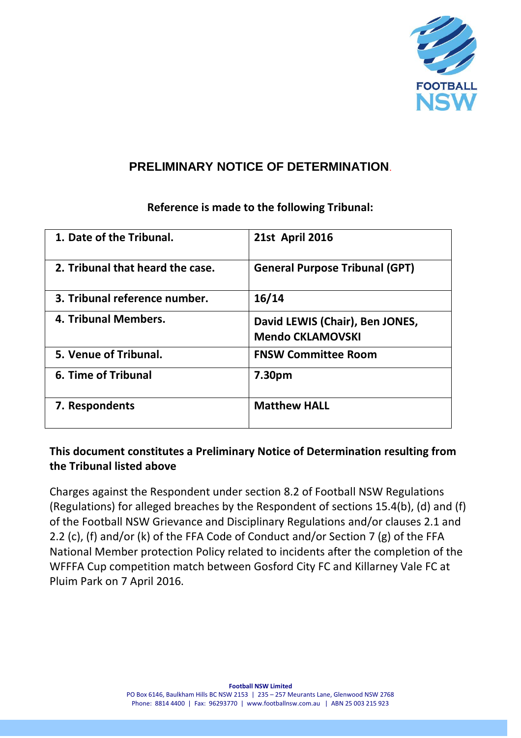## PRELIMINARY NOTICE OF DETERMINATION.

**Reference is made to the following Tribunal:**

| | |
|---|---|
| **1. Date of the Tribunal.** | **21st April 2016** |
| **2. Tribunal that heard the case.** | **General Purpose Tribunal (GPT)** |
| **3. Tribunal reference number.** | **16/14** |
| **4. Tribunal Members.** | **David LEWIS (Chair), Ben JONES, Mendo CKLAMOVSKI** |
| **5. Venue of Tribunal.** | **FNSW Committee Room** |
| **6. Time of Tribunal** | **7.30pm** |
| **7. Respondents** | **Matthew HALL** |

**This document constitutes a Preliminary Notice of Determination resulting from the Tribunal listed above**

Charges against the Respondent under section 8.2 of Football NSW Regulations (Regulations) for alleged breaches by the Respondent of sections 15.4(b), (d) and (f) of the Football NSW Grievance and Disciplinary Regulations and/or clauses 2.1 and 2.2 (c), (f) and/or (k) of the FFA Code of Conduct and/or Section 7 (g) of the FFA National Member protection Policy related to incidents after the completion of the WFFFA Cup competition match between Gosford City FC and Killarney Vale FC at Pluim Park on 7 April 2016.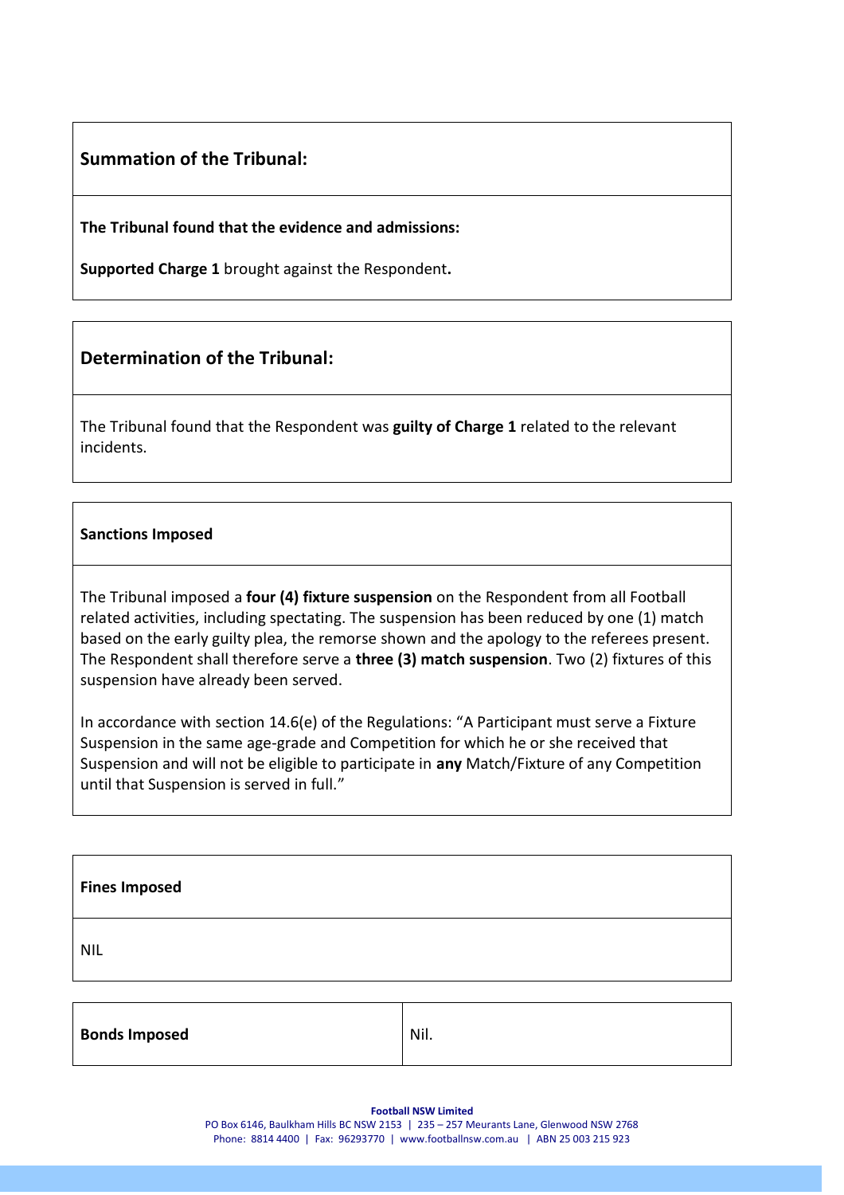## Summation of the Tribunal:

**The Tribunal found that the evidence and admissions:**

**Supported Charge 1** brought against the Respondent**.**

## Determination of the Tribunal:

The Tribunal found that the Respondent was **guilty of Charge 1** related to the relevant incidents.

**Sanctions Imposed**

The Tribunal imposed a **four (4) fixture suspension** on the Respondent from all Football related activities, including spectating. The suspension has been reduced by one (1) match based on the early guilty plea, the remorse shown and the apology to the referees present. The Respondent shall therefore serve a **three (3) match suspension**. Two (2) fixtures of this suspension have already been served.

In accordance with section 14.6(e) of the Regulations: "A Participant must serve a Fixture Suspension in the same age-grade and Competition for which he or she received that Suspension and will not be eligible to participate in **any** Match/Fixture of any Competition until that Suspension is served in full."

**Fines Imposed**

NIL

| **Bonds Imposed** | Nil. |
|---|---|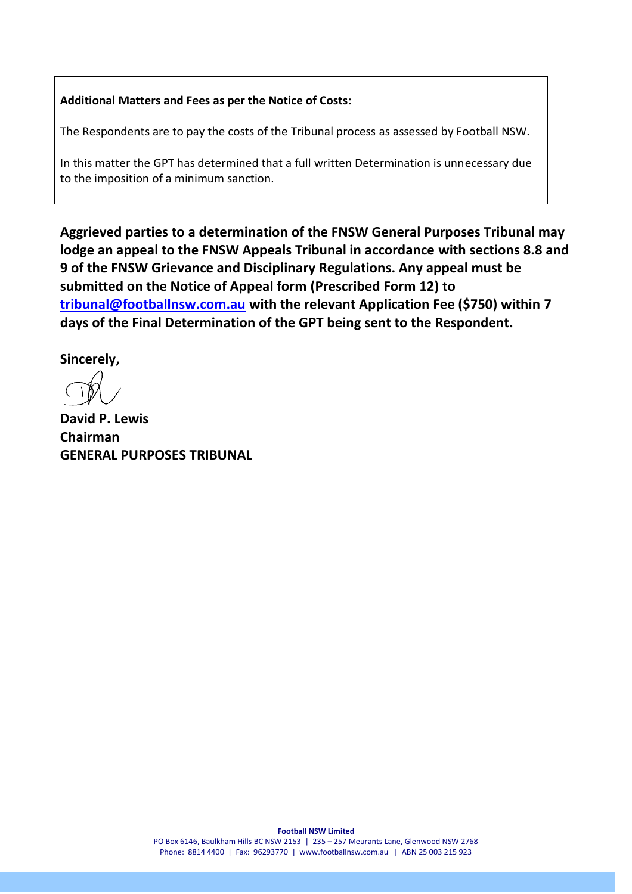**Additional Matters and Fees as per the Notice of Costs:**

The Respondents are to pay the costs of the Tribunal process as assessed by Football NSW.

In this matter the GPT has determined that a full written Determination is unnecessary due to the imposition of a minimum sanction.

**Aggrieved parties to a determination of the FNSW General Purposes Tribunal may lodge an appeal to the FNSW Appeals Tribunal in accordance with sections 8.8 and 9 of the FNSW Grievance and Disciplinary Regulations. Any appeal must be submitted on the Notice of Appeal form (Prescribed Form 12) to tribunal@footballnsw.com.au with the relevant Application Fee ($750) within 7 days of the Final Determination of the GPT being sent to the Respondent.**

**Sincerely,**

**David P. Lewis**
**Chairman**
**GENERAL PURPOSES TRIBUNAL**

**Football NSW Limited**
PO Box 6146, Baulkham Hills BC NSW 2153 | 235 – 257 Meurants Lane, Glenwood NSW 2768
Phone: 8814 4400 | Fax: 96293770 | www.footballnsw.com.au | ABN 25 003 215 923